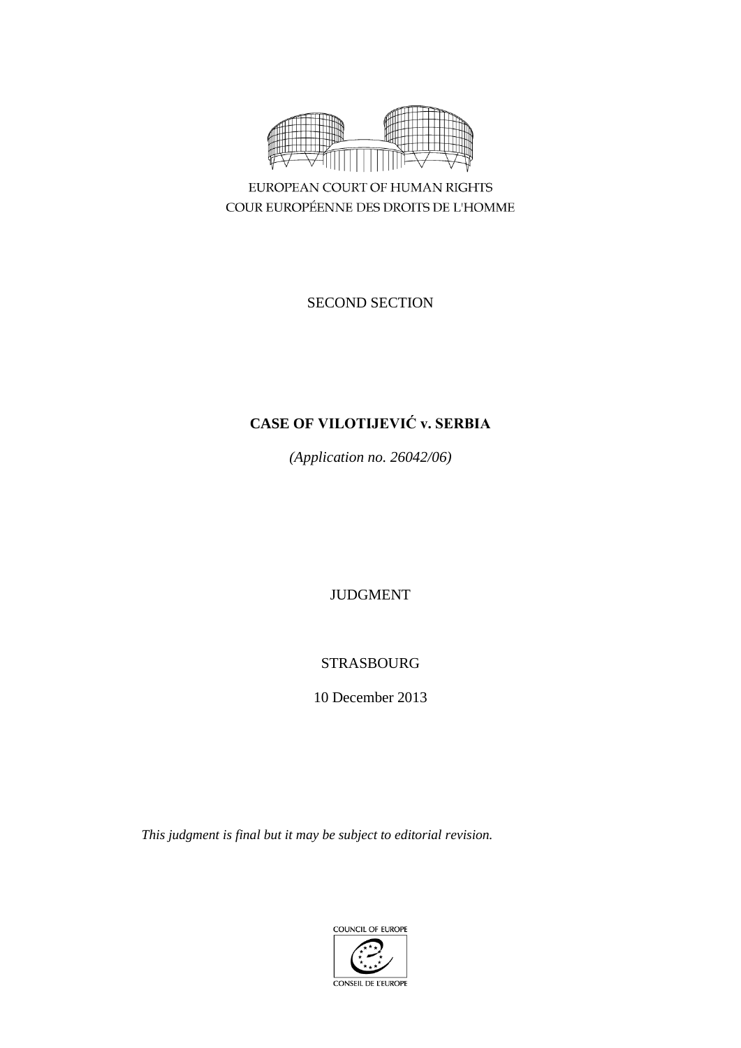EUROPEAN COURT OF HUMAN RIGHTS
COUR EUROPÉENNE DES DROITS DE L'HOMME

SECOND SECTION

# CASE OF VILOTIJEVIĆ v. SERBIA

*(Application no. 26042/06)*

JUDGMENT

STRASBOURG

10 December 2013

*This judgment is final but it may be subject to editorial revision.*

COUNCIL OF EUROPE
CONSEIL DE L'EUROPE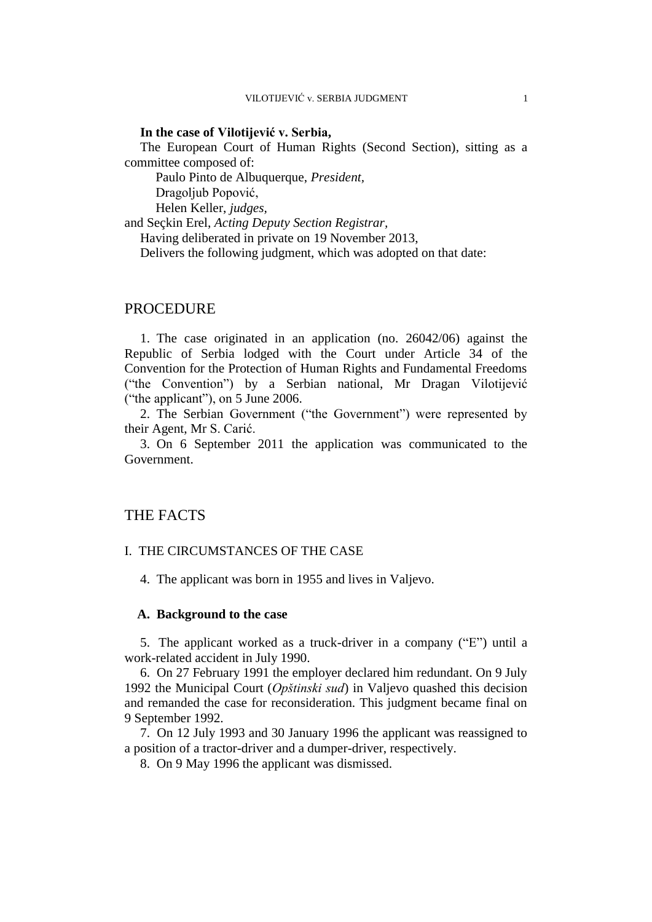**In the case of Vilotijević v. Serbia,**

The European Court of Human Rights (Second Section), sitting as a committee composed of:

Paulo Pinto de Albuquerque, *President,*
Dragoljub Popović,
Helen Keller, *judges,*
and Seçkin Erel, *Acting Deputy Section Registrar,*

Having deliberated in private on 19 November 2013,

Delivers the following judgment, which was adopted on that date:

# PROCEDURE

1. The case originated in an application (no. 26042/06) against the Republic of Serbia lodged with the Court under Article 34 of the Convention for the Protection of Human Rights and Fundamental Freedoms ("the Convention") by a Serbian national, Mr Dragan Vilotijević ("the applicant"), on 5 June 2006.

2. The Serbian Government ("the Government") were represented by their Agent, Mr S. Carić.

3. On 6 September 2011 the application was communicated to the Government.

# THE FACTS

## I. THE CIRCUMSTANCES OF THE CASE

4. The applicant was born in 1955 and lives in Valjevo.

### A. Background to the case

5. The applicant worked as a truck-driver in a company ("E") until a work-related accident in July 1990.

6. On 27 February 1991 the employer declared him redundant. On 9 July 1992 the Municipal Court (*Opštinski sud*) in Valjevo quashed this decision and remanded the case for reconsideration. This judgment became final on 9 September 1992.

7. On 12 July 1993 and 30 January 1996 the applicant was reassigned to a position of a tractor-driver and a dumper-driver, respectively.

8. On 9 May 1996 the applicant was dismissed.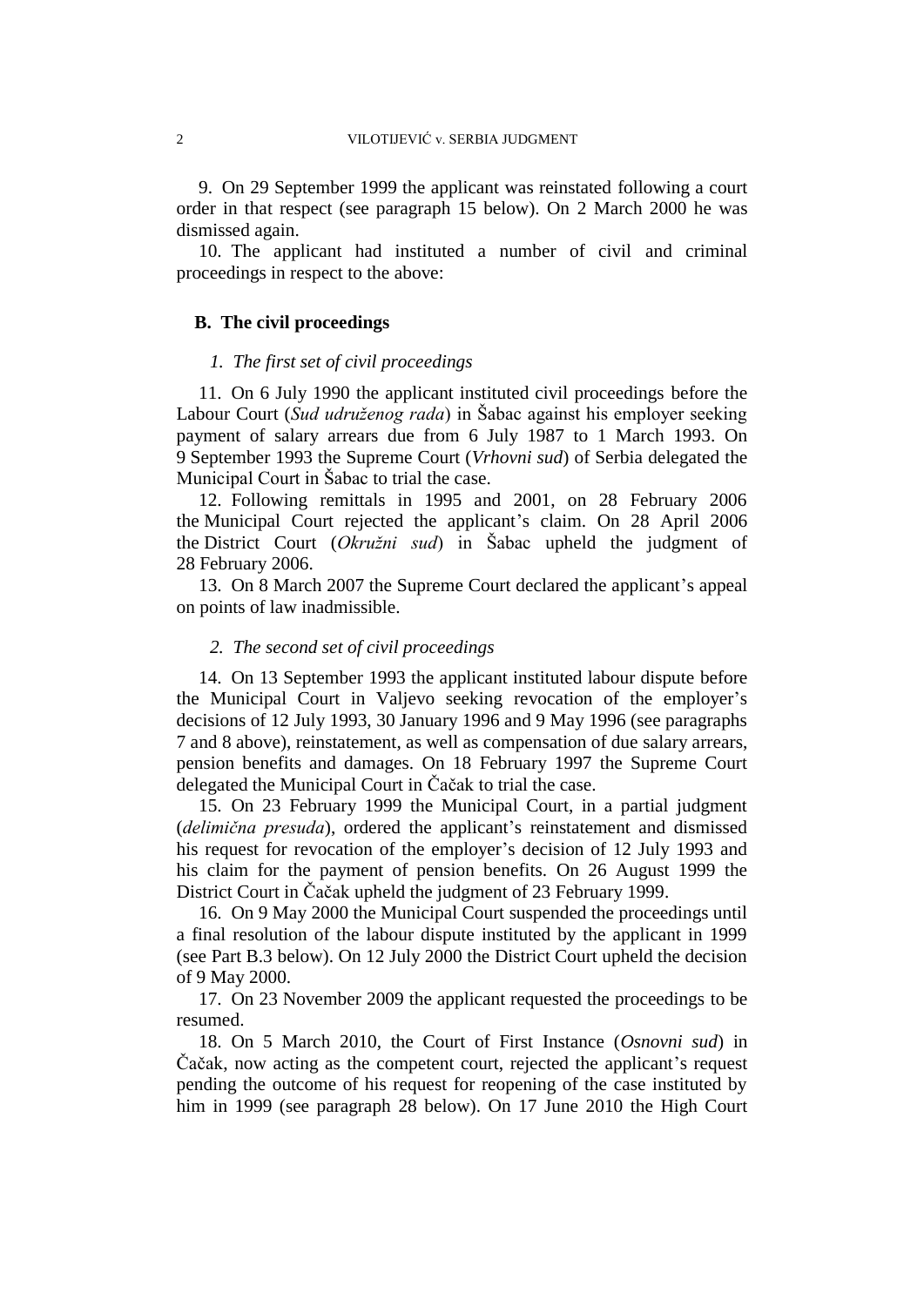9. On 29 September 1999 the applicant was reinstated following a court order in that respect (see paragraph 15 below). On 2 March 2000 he was dismissed again.

10. The applicant had instituted a number of civil and criminal proceedings in respect to the above:

### B. The civil proceedings

#### *1. The first set of civil proceedings*

11. On 6 July 1990 the applicant instituted civil proceedings before the Labour Court (*Sud udruženog rada*) in Šabac against his employer seeking payment of salary arrears due from 6 July 1987 to 1 March 1993. On 9 September 1993 the Supreme Court (*Vrhovni sud*) of Serbia delegated the Municipal Court in Šabac to trial the case.

12. Following remittals in 1995 and 2001, on 28 February 2006 the Municipal Court rejected the applicant's claim. On 28 April 2006 the District Court (*Okružni sud*) in Šabac upheld the judgment of 28 February 2006.

13. On 8 March 2007 the Supreme Court declared the applicant's appeal on points of law inadmissible.

#### *2. The second set of civil proceedings*

14. On 13 September 1993 the applicant instituted labour dispute before the Municipal Court in Valjevo seeking revocation of the employer's decisions of 12 July 1993, 30 January 1996 and 9 May 1996 (see paragraphs 7 and 8 above), reinstatement, as well as compensation of due salary arrears, pension benefits and damages. On 18 February 1997 the Supreme Court delegated the Municipal Court in Čačak to trial the case.

15. On 23 February 1999 the Municipal Court, in a partial judgment (*delimična presuda*), ordered the applicant's reinstatement and dismissed his request for revocation of the employer's decision of 12 July 1993 and his claim for the payment of pension benefits. On 26 August 1999 the District Court in Čačak upheld the judgment of 23 February 1999.

16. On 9 May 2000 the Municipal Court suspended the proceedings until a final resolution of the labour dispute instituted by the applicant in 1999 (see Part B.3 below). On 12 July 2000 the District Court upheld the decision of 9 May 2000.

17. On 23 November 2009 the applicant requested the proceedings to be resumed.

18. On 5 March 2010, the Court of First Instance (*Osnovni sud*) in Čačak, now acting as the competent court, rejected the applicant's request pending the outcome of his request for reopening of the case instituted by him in 1999 (see paragraph 28 below). On 17 June 2010 the High Court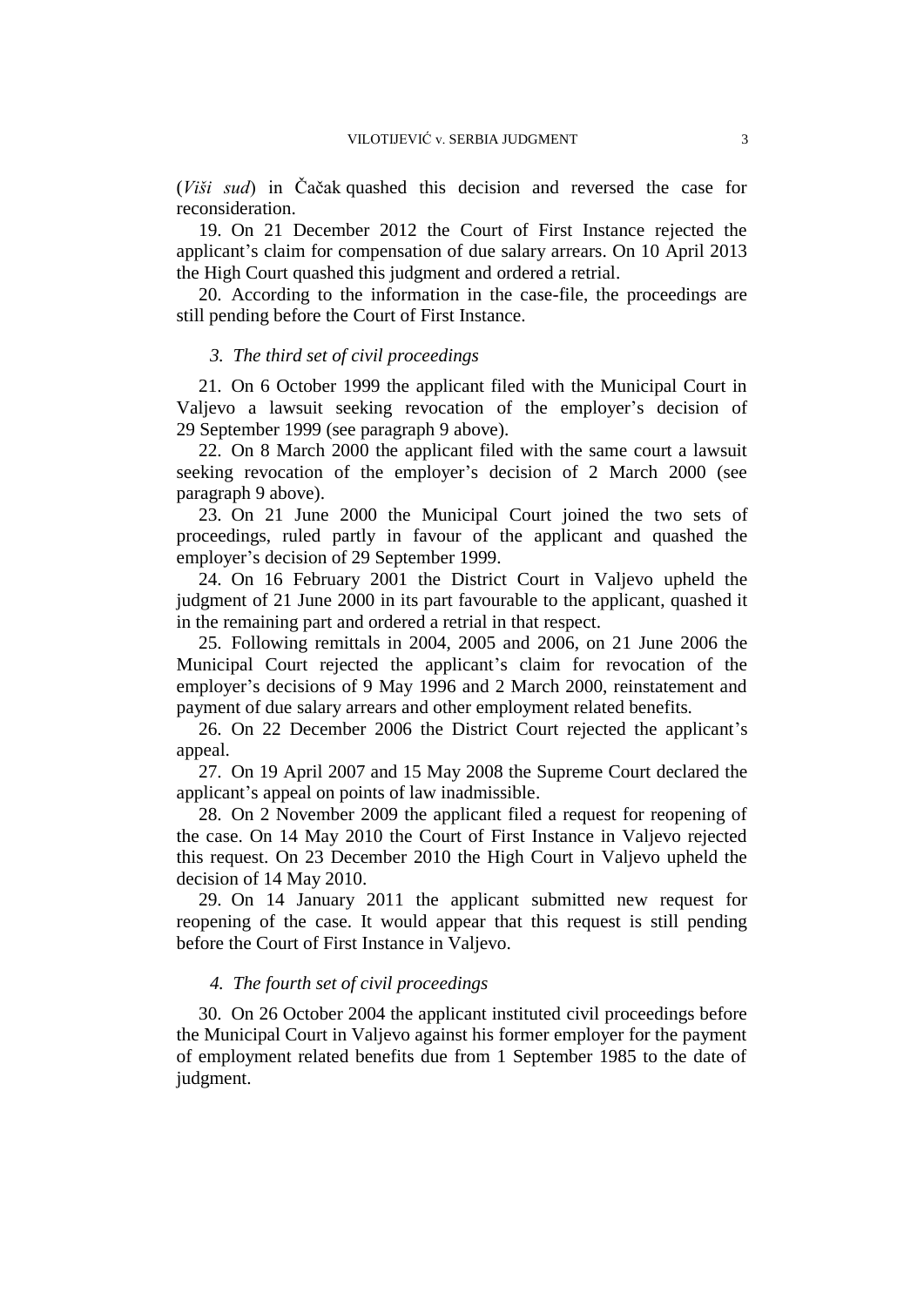(*Viši sud*) in Čačak quashed this decision and reversed the case for reconsideration.

19. On 21 December 2012 the Court of First Instance rejected the applicant's claim for compensation of due salary arrears. On 10 April 2013 the High Court quashed this judgment and ordered a retrial.

20. According to the information in the case-file, the proceedings are still pending before the Court of First Instance.

### *3. The third set of civil proceedings*

21. On 6 October 1999 the applicant filed with the Municipal Court in Valjevo a lawsuit seeking revocation of the employer's decision of 29 September 1999 (see paragraph 9 above).

22. On 8 March 2000 the applicant filed with the same court a lawsuit seeking revocation of the employer's decision of 2 March 2000 (see paragraph 9 above).

23. On 21 June 2000 the Municipal Court joined the two sets of proceedings, ruled partly in favour of the applicant and quashed the employer's decision of 29 September 1999.

24. On 16 February 2001 the District Court in Valjevo upheld the judgment of 21 June 2000 in its part favourable to the applicant, quashed it in the remaining part and ordered a retrial in that respect.

25. Following remittals in 2004, 2005 and 2006, on 21 June 2006 the Municipal Court rejected the applicant's claim for revocation of the employer's decisions of 9 May 1996 and 2 March 2000, reinstatement and payment of due salary arrears and other employment related benefits.

26. On 22 December 2006 the District Court rejected the applicant's appeal.

27. On 19 April 2007 and 15 May 2008 the Supreme Court declared the applicant's appeal on points of law inadmissible.

28. On 2 November 2009 the applicant filed a request for reopening of the case. On 14 May 2010 the Court of First Instance in Valjevo rejected this request. On 23 December 2010 the High Court in Valjevo upheld the decision of 14 May 2010.

29. On 14 January 2011 the applicant submitted new request for reopening of the case. It would appear that this request is still pending before the Court of First Instance in Valjevo.

### *4. The fourth set of civil proceedings*

30. On 26 October 2004 the applicant instituted civil proceedings before the Municipal Court in Valjevo against his former employer for the payment of employment related benefits due from 1 September 1985 to the date of judgment.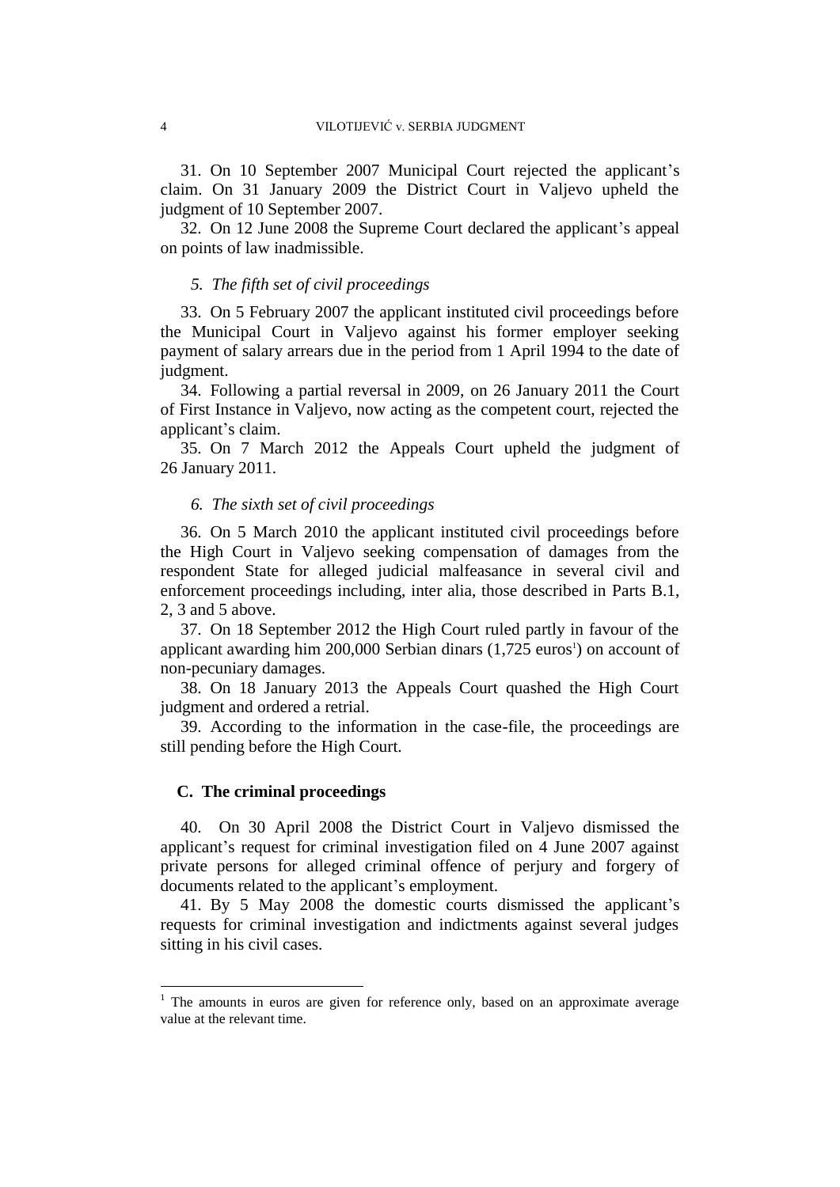31. On 10 September 2007 Municipal Court rejected the applicant's claim. On 31 January 2009 the District Court in Valjevo upheld the judgment of 10 September 2007.

32. On 12 June 2008 the Supreme Court declared the applicant's appeal on points of law inadmissible.

### *5. The fifth set of civil proceedings*

33. On 5 February 2007 the applicant instituted civil proceedings before the Municipal Court in Valjevo against his former employer seeking payment of salary arrears due in the period from 1 April 1994 to the date of judgment.

34. Following a partial reversal in 2009, on 26 January 2011 the Court of First Instance in Valjevo, now acting as the competent court, rejected the applicant's claim.

35. On 7 March 2012 the Appeals Court upheld the judgment of 26 January 2011.

### *6. The sixth set of civil proceedings*

36. On 5 March 2010 the applicant instituted civil proceedings before the High Court in Valjevo seeking compensation of damages from the respondent State for alleged judicial malfeasance in several civil and enforcement proceedings including, inter alia, those described in Parts B.1, 2, 3 and 5 above.

37. On 18 September 2012 the High Court ruled partly in favour of the applicant awarding him 200,000 Serbian dinars (1,725 euros[1]) on account of non-pecuniary damages.

38. On 18 January 2013 the Appeals Court quashed the High Court judgment and ordered a retrial.

39. According to the information in the case-file, the proceedings are still pending before the High Court.

## C. The criminal proceedings

40. On 30 April 2008 the District Court in Valjevo dismissed the applicant's request for criminal investigation filed on 4 June 2007 against private persons for alleged criminal offence of perjury and forgery of documents related to the applicant's employment.

41. By 5 May 2008 the domestic courts dismissed the applicant's requests for criminal investigation and indictments against several judges sitting in his civil cases.

[1] The amounts in euros are given for reference only, based on an approximate average value at the relevant time.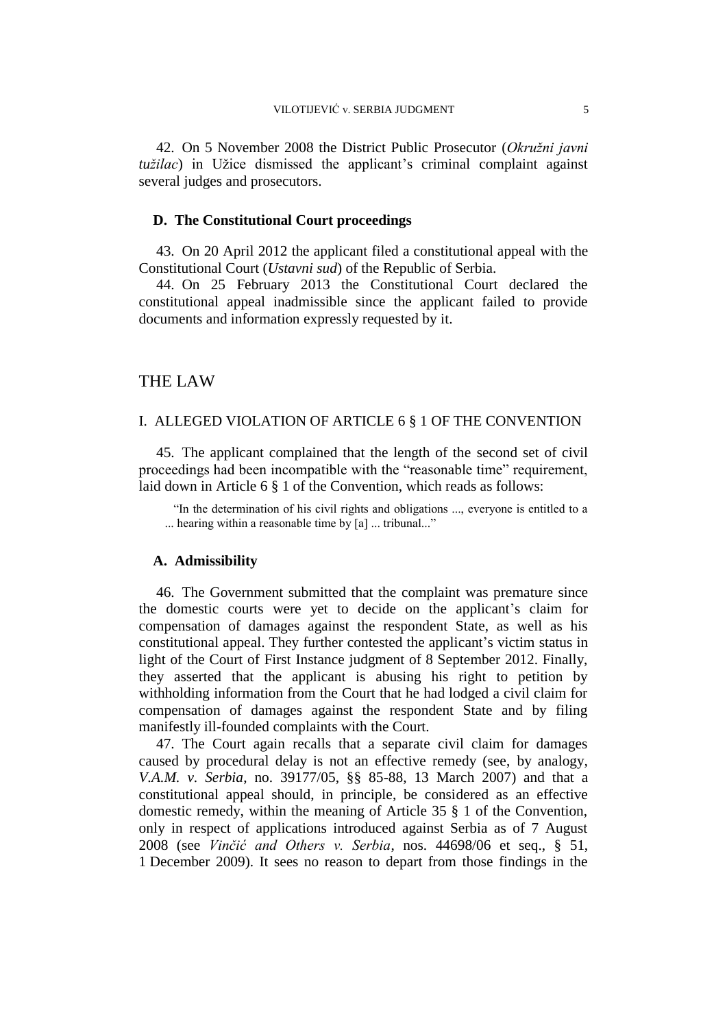42. On 5 November 2008 the District Public Prosecutor (*Okružni javni tužilac*) in Užice dismissed the applicant's criminal complaint against several judges and prosecutors.

### D. The Constitutional Court proceedings

43. On 20 April 2012 the applicant filed a constitutional appeal with the Constitutional Court (*Ustavni sud*) of the Republic of Serbia.

44. On 25 February 2013 the Constitutional Court declared the constitutional appeal inadmissible since the applicant failed to provide documents and information expressly requested by it.

# THE LAW

## I. ALLEGED VIOLATION OF ARTICLE 6 § 1 OF THE CONVENTION

45. The applicant complained that the length of the second set of civil proceedings had been incompatible with the "reasonable time" requirement, laid down in Article 6 § 1 of the Convention, which reads as follows:

> "In the determination of his civil rights and obligations ..., everyone is entitled to a ... hearing within a reasonable time by [a] ... tribunal..."

### A. Admissibility

46. The Government submitted that the complaint was premature since the domestic courts were yet to decide on the applicant's claim for compensation of damages against the respondent State, as well as his constitutional appeal. They further contested the applicant's victim status in light of the Court of First Instance judgment of 8 September 2012. Finally, they asserted that the applicant is abusing his right to petition by withholding information from the Court that he had lodged a civil claim for compensation of damages against the respondent State and by filing manifestly ill-founded complaints with the Court.

47. The Court again recalls that a separate civil claim for damages caused by procedural delay is not an effective remedy (see, by analogy, *V.A.M. v. Serbia*, no. 39177/05, §§ 85-88, 13 March 2007) and that a constitutional appeal should, in principle, be considered as an effective domestic remedy, within the meaning of Article 35 § 1 of the Convention, only in respect of applications introduced against Serbia as of 7 August 2008 (see *Vinčić and Others v. Serbia*, nos. 44698/06 et seq., § 51, 1 December 2009). It sees no reason to depart from those findings in the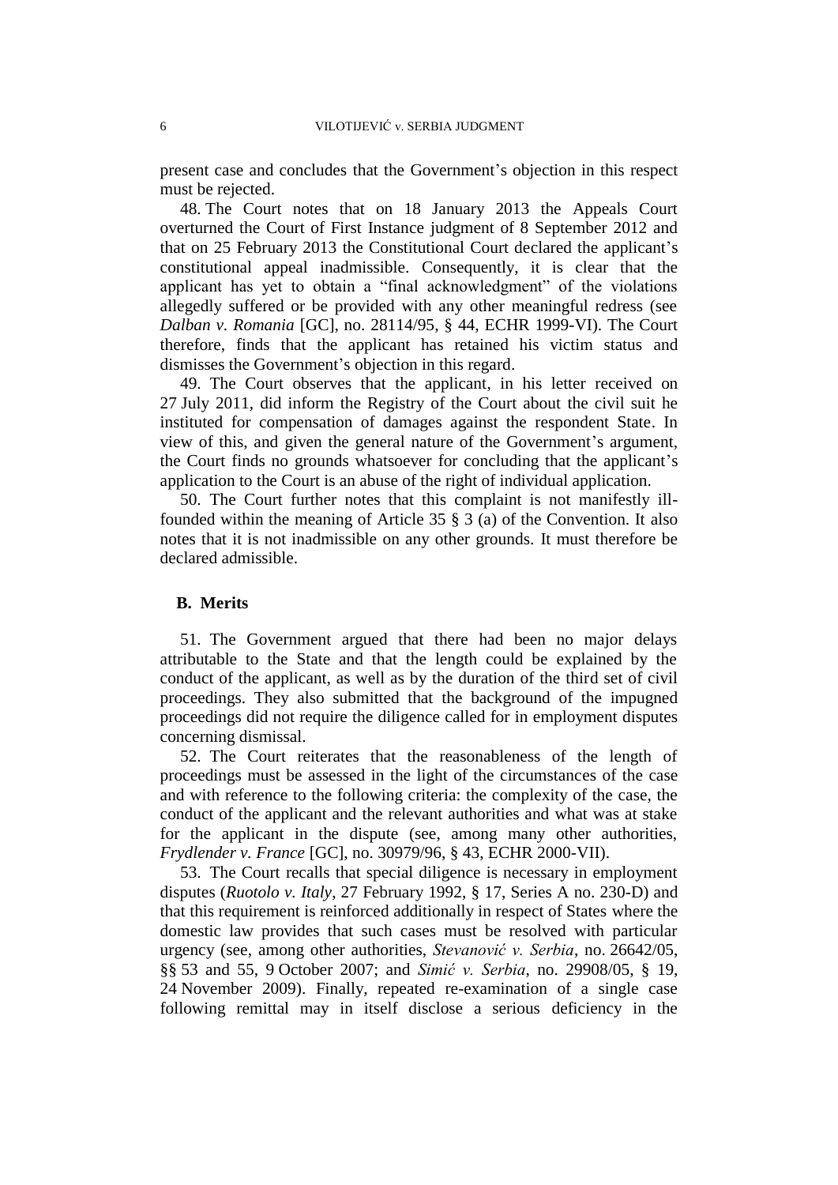present case and concludes that the Government's objection in this respect must be rejected.

48. The Court notes that on 18 January 2013 the Appeals Court overturned the Court of First Instance judgment of 8 September 2012 and that on 25 February 2013 the Constitutional Court declared the applicant's constitutional appeal inadmissible. Consequently, it is clear that the applicant has yet to obtain a "final acknowledgment" of the violations allegedly suffered or be provided with any other meaningful redress (see *Dalban v. Romania* [GC], no. 28114/95, § 44, ECHR 1999-VI). The Court therefore, finds that the applicant has retained his victim status and dismisses the Government's objection in this regard.

49. The Court observes that the applicant, in his letter received on 27 July 2011, did inform the Registry of the Court about the civil suit he instituted for compensation of damages against the respondent State. In view of this, and given the general nature of the Government's argument, the Court finds no grounds whatsoever for concluding that the applicant's application to the Court is an abuse of the right of individual application.

50. The Court further notes that this complaint is not manifestly ill-founded within the meaning of Article 35 § 3 (a) of the Convention. It also notes that it is not inadmissible on any other grounds. It must therefore be declared admissible.

## B. Merits

51. The Government argued that there had been no major delays attributable to the State and that the length could be explained by the conduct of the applicant, as well as by the duration of the third set of civil proceedings. They also submitted that the background of the impugned proceedings did not require the diligence called for in employment disputes concerning dismissal.

52. The Court reiterates that the reasonableness of the length of proceedings must be assessed in the light of the circumstances of the case and with reference to the following criteria: the complexity of the case, the conduct of the applicant and the relevant authorities and what was at stake for the applicant in the dispute (see, among many other authorities, *Frydlender v. France* [GC], no. 30979/96, § 43, ECHR 2000-VII).

53. The Court recalls that special diligence is necessary in employment disputes (*Ruotolo v. Italy*, 27 February 1992, § 17, Series A no. 230-D) and that this requirement is reinforced additionally in respect of States where the domestic law provides that such cases must be resolved with particular urgency (see, among other authorities, *Stevanović v. Serbia*, no. 26642/05, §§ 53 and 55, 9 October 2007; and *Simić v. Serbia*, no. 29908/05, § 19, 24 November 2009). Finally, repeated re-examination of a single case following remittal may in itself disclose a serious deficiency in the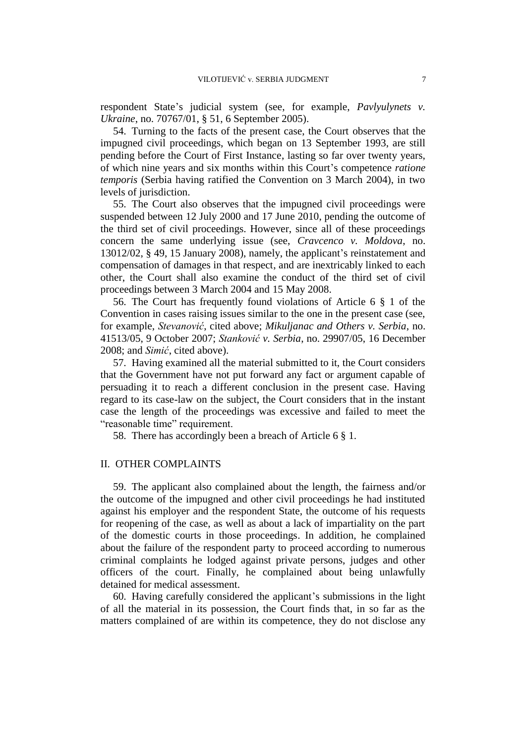respondent State's judicial system (see, for example, *Pavlyulynets v. Ukraine*, no. 70767/01, § 51, 6 September 2005).

54. Turning to the facts of the present case, the Court observes that the impugned civil proceedings, which began on 13 September 1993, are still pending before the Court of First Instance, lasting so far over twenty years, of which nine years and six months within this Court's competence *ratione temporis* (Serbia having ratified the Convention on 3 March 2004), in two levels of jurisdiction.

55. The Court also observes that the impugned civil proceedings were suspended between 12 July 2000 and 17 June 2010, pending the outcome of the third set of civil proceedings. However, since all of these proceedings concern the same underlying issue (see, *Cravcenco v. Moldova*, no. 13012/02, § 49, 15 January 2008), namely, the applicant's reinstatement and compensation of damages in that respect, and are inextricably linked to each other, the Court shall also examine the conduct of the third set of civil proceedings between 3 March 2004 and 15 May 2008.

56. The Court has frequently found violations of Article 6 § 1 of the Convention in cases raising issues similar to the one in the present case (see, for example, *Stevanović*, cited above; *Mikuljanac and Others v. Serbia*, no. 41513/05, 9 October 2007; *Stanković v. Serbia*, no. 29907/05, 16 December 2008; and *Simić*, cited above).

57. Having examined all the material submitted to it, the Court considers that the Government have not put forward any fact or argument capable of persuading it to reach a different conclusion in the present case. Having regard to its case-law on the subject, the Court considers that in the instant case the length of the proceedings was excessive and failed to meet the "reasonable time" requirement.

58. There has accordingly been a breach of Article 6 § 1.

## II. OTHER COMPLAINTS

59. The applicant also complained about the length, the fairness and/or the outcome of the impugned and other civil proceedings he had instituted against his employer and the respondent State, the outcome of his requests for reopening of the case, as well as about a lack of impartiality on the part of the domestic courts in those proceedings. In addition, he complained about the failure of the respondent party to proceed according to numerous criminal complaints he lodged against private persons, judges and other officers of the court. Finally, he complained about being unlawfully detained for medical assessment.

60. Having carefully considered the applicant's submissions in the light of all the material in its possession, the Court finds that, in so far as the matters complained of are within its competence, they do not disclose any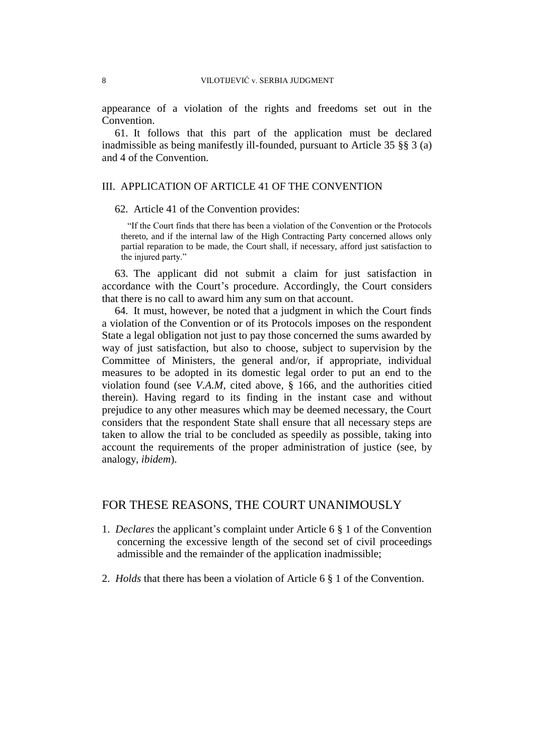appearance of a violation of the rights and freedoms set out in the Convention.

61. It follows that this part of the application must be declared inadmissible as being manifestly ill-founded, pursuant to Article 35 §§ 3 (a) and 4 of the Convention.

## III. APPLICATION OF ARTICLE 41 OF THE CONVENTION

62. Article 41 of the Convention provides:

> "If the Court finds that there has been a violation of the Convention or the Protocols thereto, and if the internal law of the High Contracting Party concerned allows only partial reparation to be made, the Court shall, if necessary, afford just satisfaction to the injured party."

63. The applicant did not submit a claim for just satisfaction in accordance with the Court's procedure. Accordingly, the Court considers that there is no call to award him any sum on that account.

64. It must, however, be noted that a judgment in which the Court finds a violation of the Convention or of its Protocols imposes on the respondent State a legal obligation not just to pay those concerned the sums awarded by way of just satisfaction, but also to choose, subject to supervision by the Committee of Ministers, the general and/or, if appropriate, individual measures to be adopted in its domestic legal order to put an end to the violation found (see *V.A.M*, cited above, § 166, and the authorities citied therein). Having regard to its finding in the instant case and without prejudice to any other measures which may be deemed necessary, the Court considers that the respondent State shall ensure that all necessary steps are taken to allow the trial to be concluded as speedily as possible, taking into account the requirements of the proper administration of justice (see, by analogy, *ibidem*).

## FOR THESE REASONS, THE COURT UNANIMOUSLY

1. *Declares* the applicant's complaint under Article 6 § 1 of the Convention concerning the excessive length of the second set of civil proceedings admissible and the remainder of the application inadmissible;

2. *Holds* that there has been a violation of Article 6 § 1 of the Convention.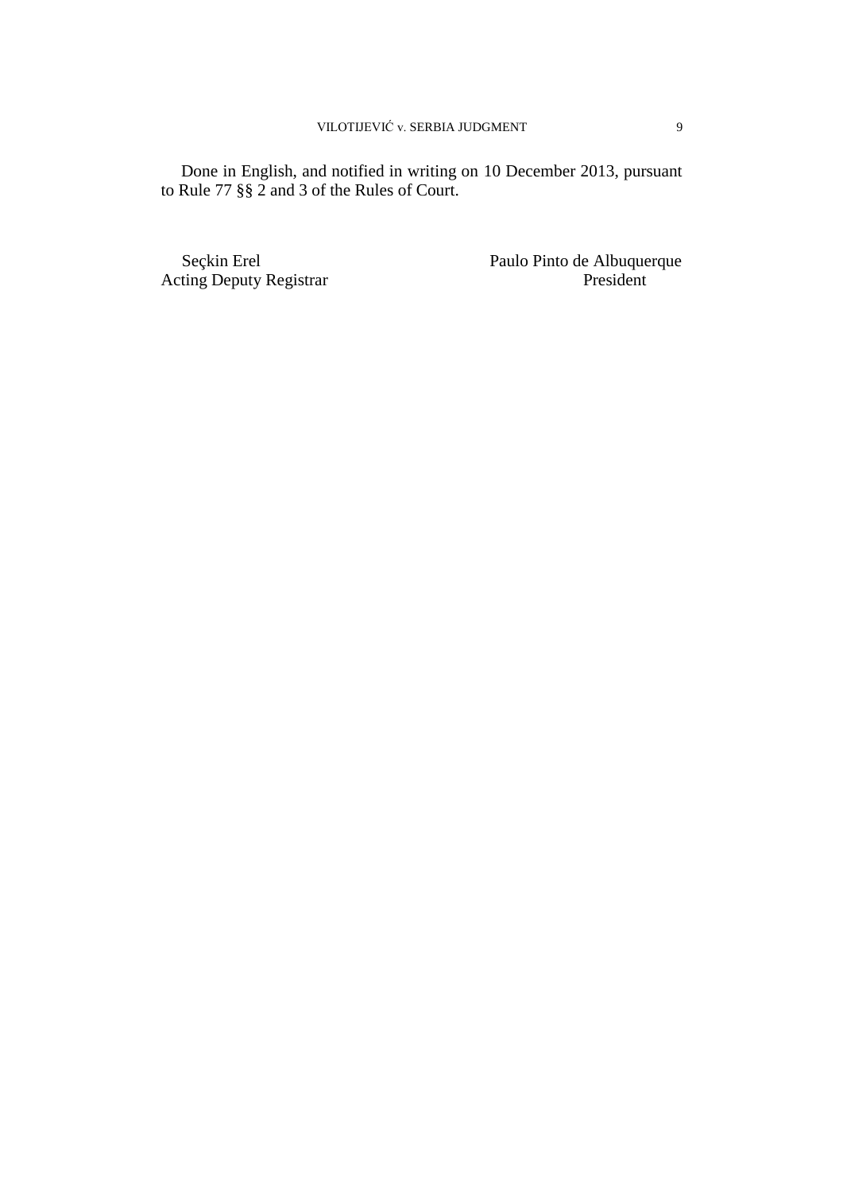Done in English, and notified in writing on 10 December 2013, pursuant to Rule 77 §§ 2 and 3 of the Rules of Court.

| | |
|---|---|
| Seçkin Erel<br>Acting Deputy Registrar | Paulo Pinto de Albuquerque<br>President |